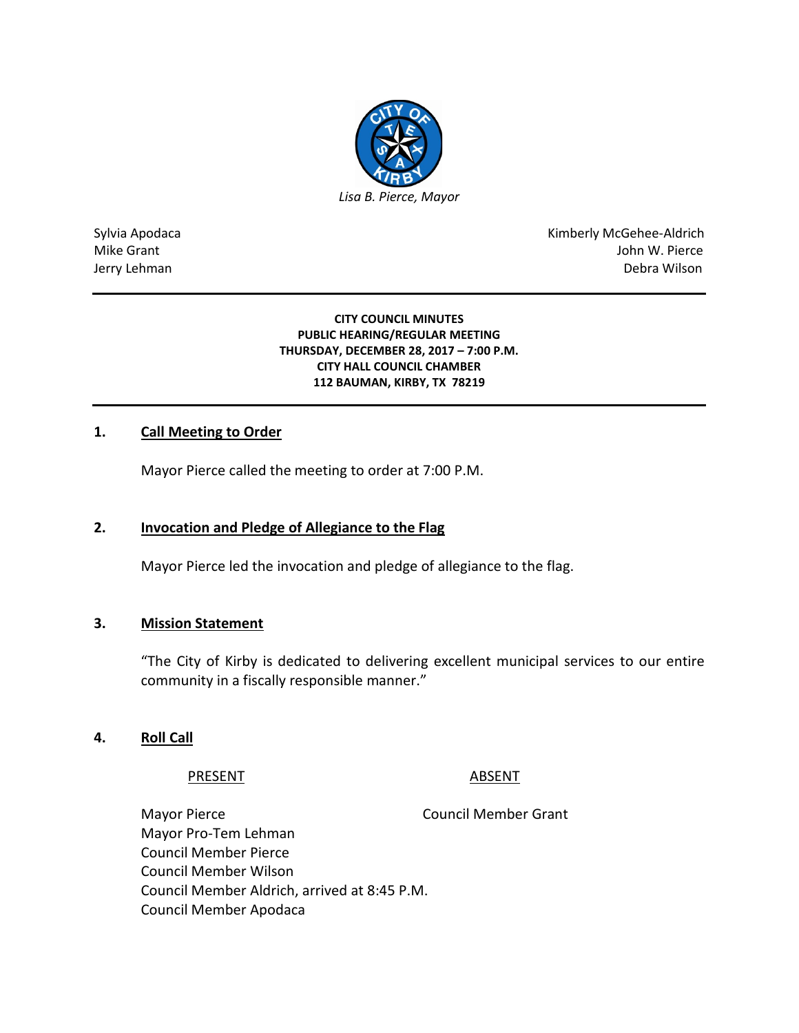*Lisa B. Pierce, Mayor*

Sylvia Apodaca
Mike Grant
Jerry Lehman

Kimberly McGehee-Aldrich
John W. Pierce
Debra Wilson

---

**CITY COUNCIL MINUTES**
**PUBLIC HEARING/REGULAR MEETING**
**THURSDAY, DECEMBER 28, 2017 – 7:00 P.M.**
**CITY HALL COUNCIL CHAMBER**
**112 BAUMAN, KIRBY, TX 78219**

---

## 1. Call Meeting to Order

Mayor Pierce called the meeting to order at 7:00 P.M.

## 2. Invocation and Pledge of Allegiance to the Flag

Mayor Pierce led the invocation and pledge of allegiance to the flag.

## 3. Mission Statement

"The City of Kirby is dedicated to delivering excellent municipal services to our entire community in a fiscally responsible manner."

## 4. Roll Call

| PRESENT | ABSENT |
| --- | --- |
| Mayor Pierce | Council Member Grant |
| Mayor Pro-Tem Lehman | |
| Council Member Pierce | |
| Council Member Wilson | |
| Council Member Aldrich, arrived at 8:45 P.M. | |
| Council Member Apodaca | |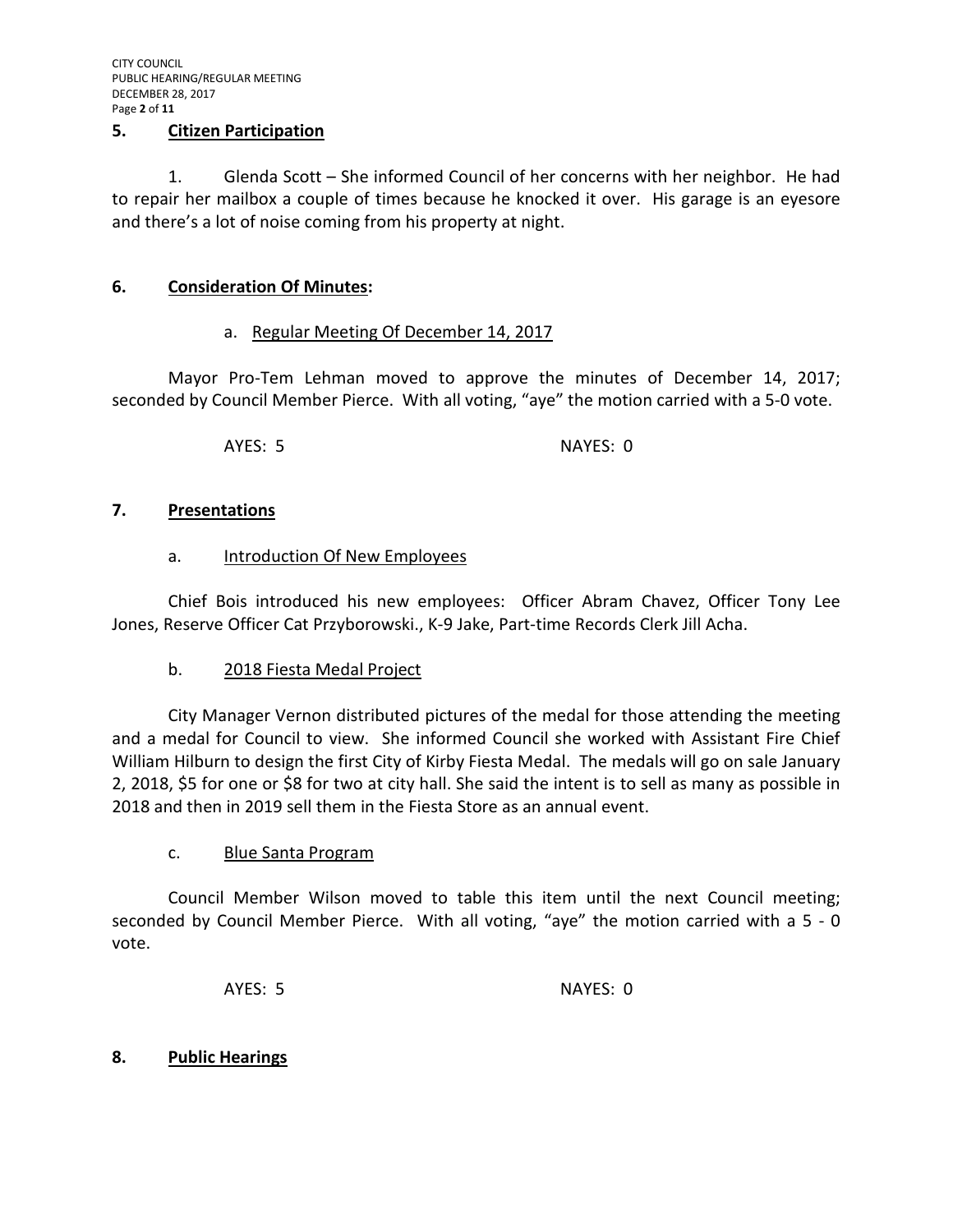## 5. Citizen Participation

1. Glenda Scott – She informed Council of her concerns with her neighbor. He had to repair her mailbox a couple of times because he knocked it over. His garage is an eyesore and there's a lot of noise coming from his property at night.

## 6. Consideration Of Minutes:

a. Regular Meeting Of December 14, 2017

Mayor Pro-Tem Lehman moved to approve the minutes of December 14, 2017; seconded by Council Member Pierce. With all voting, "aye" the motion carried with a 5-0 vote.

AYES: 5 NAYES: 0

## 7. Presentations

a. Introduction Of New Employees

Chief Bois introduced his new employees: Officer Abram Chavez, Officer Tony Lee Jones, Reserve Officer Cat Przyborowski., K-9 Jake, Part-time Records Clerk Jill Acha.

b. 2018 Fiesta Medal Project

City Manager Vernon distributed pictures of the medal for those attending the meeting and a medal for Council to view. She informed Council she worked with Assistant Fire Chief William Hilburn to design the first City of Kirby Fiesta Medal. The medals will go on sale January 2, 2018, $5 for one or $8 for two at city hall. She said the intent is to sell as many as possible in 2018 and then in 2019 sell them in the Fiesta Store as an annual event.

c. Blue Santa Program

Council Member Wilson moved to table this item until the next Council meeting; seconded by Council Member Pierce. With all voting, "aye" the motion carried with a 5 - 0 vote.

AYES: 5 NAYES: 0

## 8. Public Hearings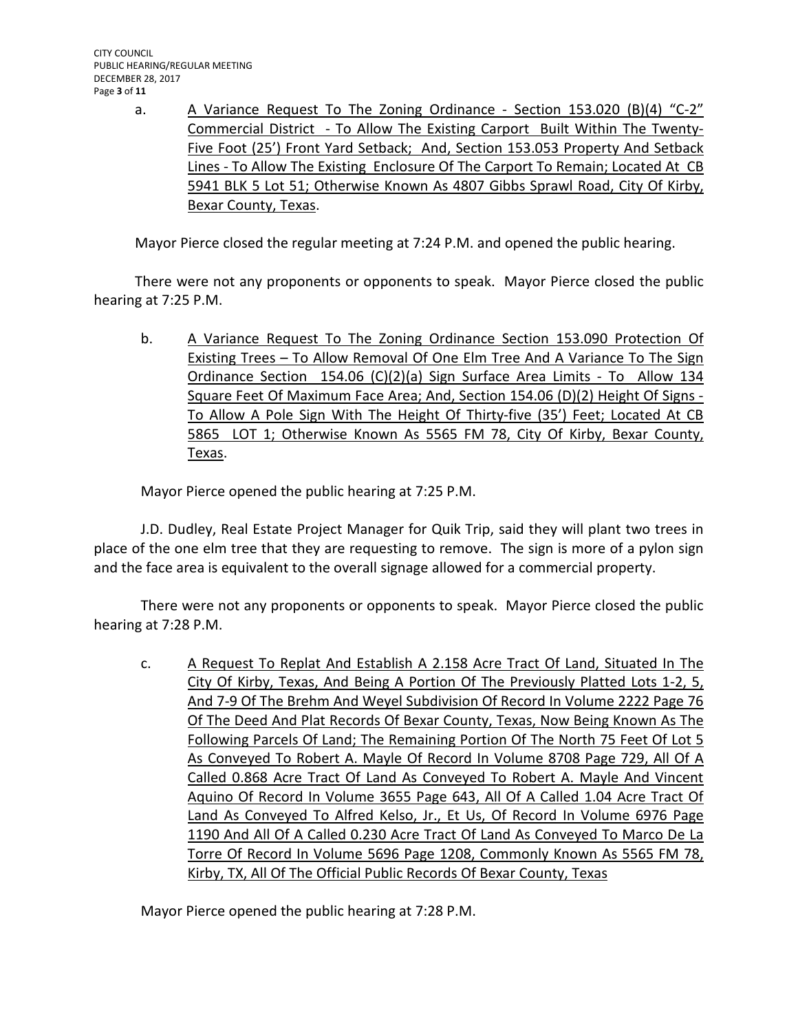a. A Variance Request To The Zoning Ordinance - Section 153.020 (B)(4) "C-2" Commercial District - To Allow The Existing Carport Built Within The Twenty-Five Foot (25') Front Yard Setback; And, Section 153.053 Property And Setback Lines - To Allow The Existing Enclosure Of The Carport To Remain; Located At CB 5941 BLK 5 Lot 51; Otherwise Known As 4807 Gibbs Sprawl Road, City Of Kirby, Bexar County, Texas.

Mayor Pierce closed the regular meeting at 7:24 P.M. and opened the public hearing.

There were not any proponents or opponents to speak. Mayor Pierce closed the public hearing at 7:25 P.M.

b. A Variance Request To The Zoning Ordinance Section 153.090 Protection Of Existing Trees – To Allow Removal Of One Elm Tree And A Variance To The Sign Ordinance Section 154.06 (C)(2)(a) Sign Surface Area Limits - To Allow 134 Square Feet Of Maximum Face Area; And, Section 154.06 (D)(2) Height Of Signs - To Allow A Pole Sign With The Height Of Thirty-five (35') Feet; Located At CB 5865 LOT 1; Otherwise Known As 5565 FM 78, City Of Kirby, Bexar County, Texas.

Mayor Pierce opened the public hearing at 7:25 P.M.

J.D. Dudley, Real Estate Project Manager for Quik Trip, said they will plant two trees in place of the one elm tree that they are requesting to remove. The sign is more of a pylon sign and the face area is equivalent to the overall signage allowed for a commercial property.

There were not any proponents or opponents to speak. Mayor Pierce closed the public hearing at 7:28 P.M.

c. A Request To Replat And Establish A 2.158 Acre Tract Of Land, Situated In The City Of Kirby, Texas, And Being A Portion Of The Previously Platted Lots 1-2, 5, And 7-9 Of The Brehm And Weyel Subdivision Of Record In Volume 2222 Page 76 Of The Deed And Plat Records Of Bexar County, Texas, Now Being Known As The Following Parcels Of Land; The Remaining Portion Of The North 75 Feet Of Lot 5 As Conveyed To Robert A. Mayle Of Record In Volume 8708 Page 729, All Of A Called 0.868 Acre Tract Of Land As Conveyed To Robert A. Mayle And Vincent Aquino Of Record In Volume 3655 Page 643, All Of A Called 1.04 Acre Tract Of Land As Conveyed To Alfred Kelso, Jr., Et Us, Of Record In Volume 6976 Page 1190 And All Of A Called 0.230 Acre Tract Of Land As Conveyed To Marco De La Torre Of Record In Volume 5696 Page 1208, Commonly Known As 5565 FM 78, Kirby, TX, All Of The Official Public Records Of Bexar County, Texas

Mayor Pierce opened the public hearing at 7:28 P.M.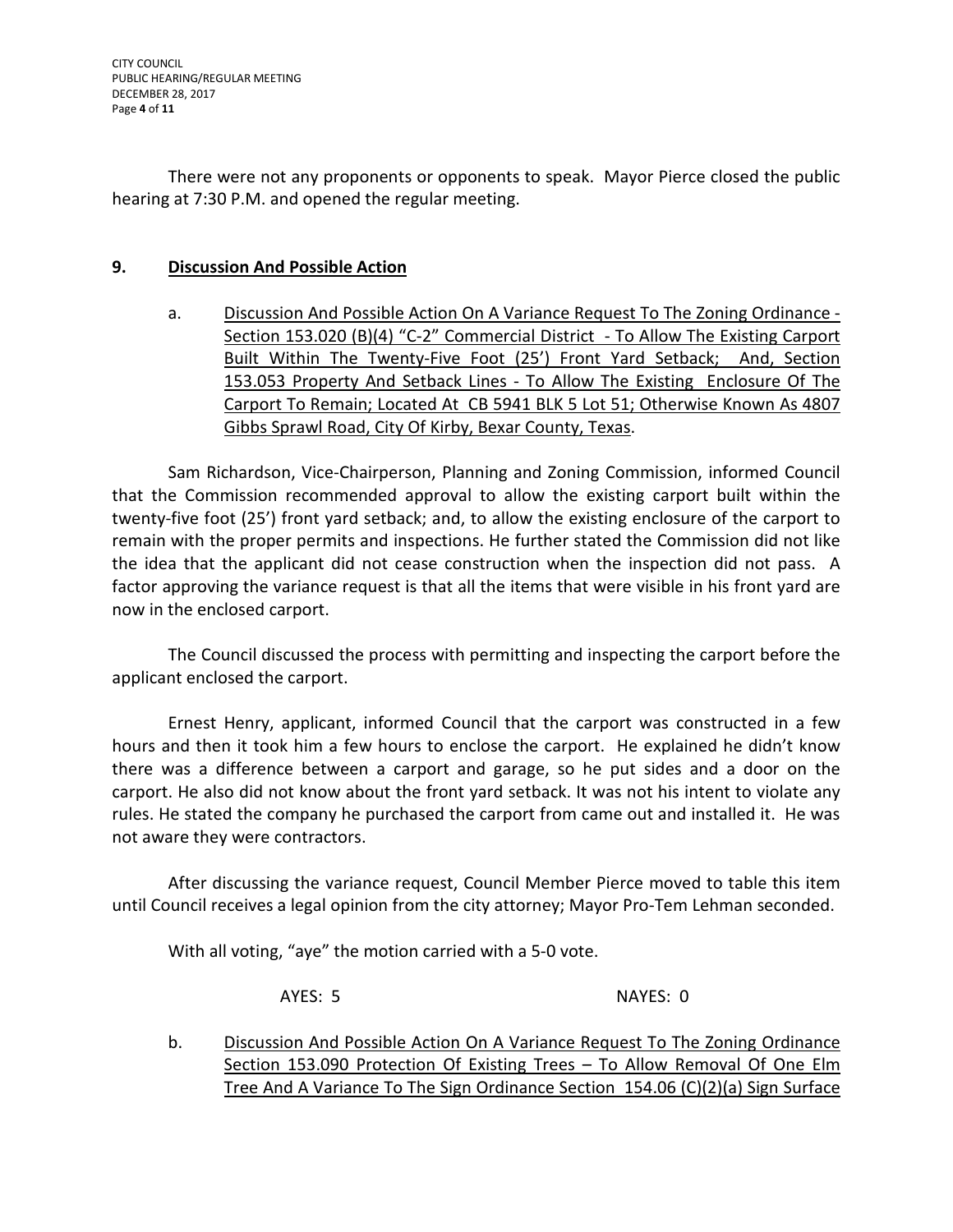There were not any proponents or opponents to speak. Mayor Pierce closed the public hearing at 7:30 P.M. and opened the regular meeting.

## 9. Discussion And Possible Action

a. Discussion And Possible Action On A Variance Request To The Zoning Ordinance - Section 153.020 (B)(4) "C-2" Commercial District - To Allow The Existing Carport Built Within The Twenty-Five Foot (25') Front Yard Setback; And, Section 153.053 Property And Setback Lines - To Allow The Existing Enclosure Of The Carport To Remain; Located At CB 5941 BLK 5 Lot 51; Otherwise Known As 4807 Gibbs Sprawl Road, City Of Kirby, Bexar County, Texas.

Sam Richardson, Vice-Chairperson, Planning and Zoning Commission, informed Council that the Commission recommended approval to allow the existing carport built within the twenty-five foot (25') front yard setback; and, to allow the existing enclosure of the carport to remain with the proper permits and inspections. He further stated the Commission did not like the idea that the applicant did not cease construction when the inspection did not pass. A factor approving the variance request is that all the items that were visible in his front yard are now in the enclosed carport.

The Council discussed the process with permitting and inspecting the carport before the applicant enclosed the carport.

Ernest Henry, applicant, informed Council that the carport was constructed in a few hours and then it took him a few hours to enclose the carport. He explained he didn't know there was a difference between a carport and garage, so he put sides and a door on the carport. He also did not know about the front yard setback. It was not his intent to violate any rules. He stated the company he purchased the carport from came out and installed it. He was not aware they were contractors.

After discussing the variance request, Council Member Pierce moved to table this item until Council receives a legal opinion from the city attorney; Mayor Pro-Tem Lehman seconded.

With all voting, "aye" the motion carried with a 5-0 vote.

AYES: 5 NAYES: 0

b. Discussion And Possible Action On A Variance Request To The Zoning Ordinance Section 153.090 Protection Of Existing Trees – To Allow Removal Of One Elm Tree And A Variance To The Sign Ordinance Section 154.06 (C)(2)(a) Sign Surface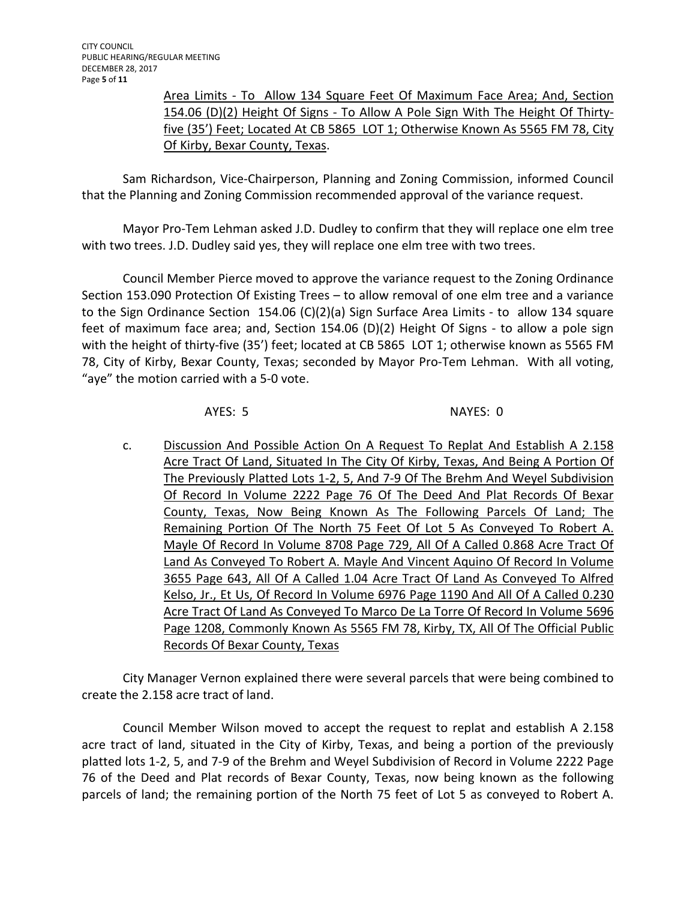Area Limits - To Allow 134 Square Feet Of Maximum Face Area; And, Section 154.06 (D)(2) Height Of Signs - To Allow A Pole Sign With The Height Of Thirty-five (35') Feet; Located At CB 5865 LOT 1; Otherwise Known As 5565 FM 78, City Of Kirby, Bexar County, Texas.

Sam Richardson, Vice-Chairperson, Planning and Zoning Commission, informed Council that the Planning and Zoning Commission recommended approval of the variance request.

Mayor Pro-Tem Lehman asked J.D. Dudley to confirm that they will replace one elm tree with two trees. J.D. Dudley said yes, they will replace one elm tree with two trees.

Council Member Pierce moved to approve the variance request to the Zoning Ordinance Section 153.090 Protection Of Existing Trees – to allow removal of one elm tree and a variance to the Sign Ordinance Section 154.06 (C)(2)(a) Sign Surface Area Limits - to allow 134 square feet of maximum face area; and, Section 154.06 (D)(2) Height Of Signs - to allow a pole sign with the height of thirty-five (35') feet; located at CB 5865 LOT 1; otherwise known as 5565 FM 78, City of Kirby, Bexar County, Texas; seconded by Mayor Pro-Tem Lehman. With all voting, "aye" the motion carried with a 5-0 vote.

AYES: 5 NAYES: 0

c. Discussion And Possible Action On A Request To Replat And Establish A 2.158 Acre Tract Of Land, Situated In The City Of Kirby, Texas, And Being A Portion Of The Previously Platted Lots 1-2, 5, And 7-9 Of The Brehm And Weyel Subdivision Of Record In Volume 2222 Page 76 Of The Deed And Plat Records Of Bexar County, Texas, Now Being Known As The Following Parcels Of Land; The Remaining Portion Of The North 75 Feet Of Lot 5 As Conveyed To Robert A. Mayle Of Record In Volume 8708 Page 729, All Of A Called 0.868 Acre Tract Of Land As Conveyed To Robert A. Mayle And Vincent Aquino Of Record In Volume 3655 Page 643, All Of A Called 1.04 Acre Tract Of Land As Conveyed To Alfred Kelso, Jr., Et Us, Of Record In Volume 6976 Page 1190 And All Of A Called 0.230 Acre Tract Of Land As Conveyed To Marco De La Torre Of Record In Volume 5696 Page 1208, Commonly Known As 5565 FM 78, Kirby, TX, All Of The Official Public Records Of Bexar County, Texas

City Manager Vernon explained there were several parcels that were being combined to create the 2.158 acre tract of land.

Council Member Wilson moved to accept the request to replat and establish A 2.158 acre tract of land, situated in the City of Kirby, Texas, and being a portion of the previously platted lots 1-2, 5, and 7-9 of the Brehm and Weyel Subdivision of Record in Volume 2222 Page 76 of the Deed and Plat records of Bexar County, Texas, now being known as the following parcels of land; the remaining portion of the North 75 feet of Lot 5 as conveyed to Robert A.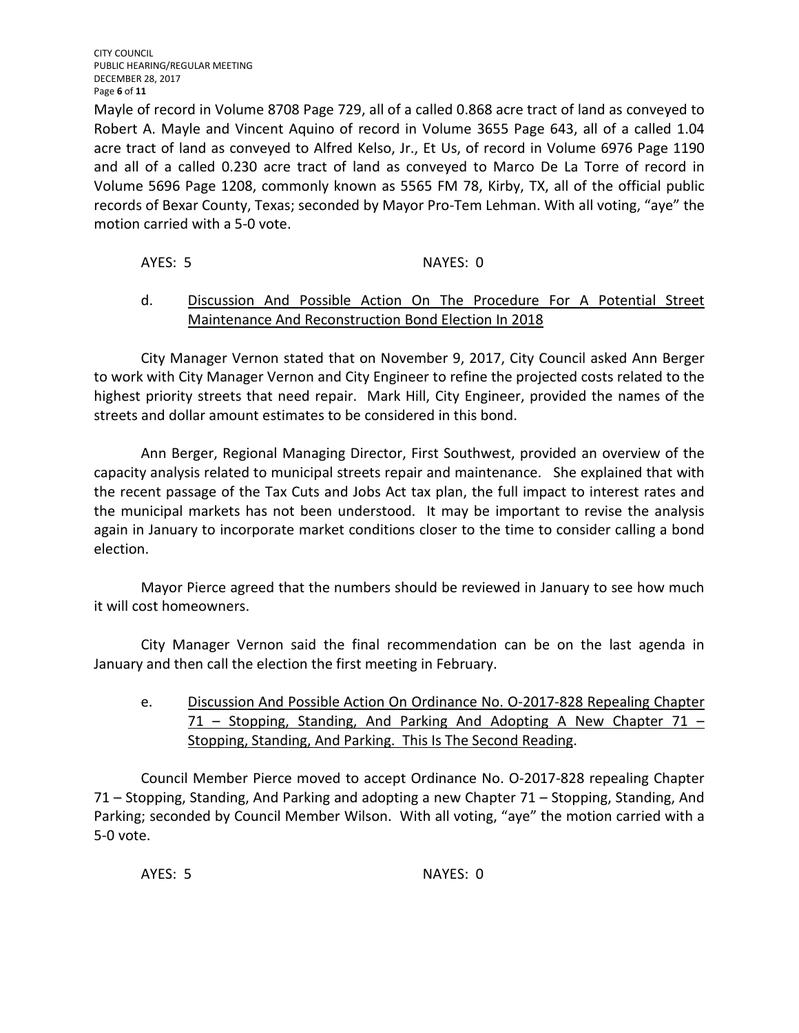Mayle of record in Volume 8708 Page 729, all of a called 0.868 acre tract of land as conveyed to Robert A. Mayle and Vincent Aquino of record in Volume 3655 Page 643, all of a called 1.04 acre tract of land as conveyed to Alfred Kelso, Jr., Et Us, of record in Volume 6976 Page 1190 and all of a called 0.230 acre tract of land as conveyed to Marco De La Torre of record in Volume 5696 Page 1208, commonly known as 5565 FM 78, Kirby, TX, all of the official public records of Bexar County, Texas; seconded by Mayor Pro-Tem Lehman. With all voting, "aye" the motion carried with a 5-0 vote.

AYES: 5 NAYES: 0

d. Discussion And Possible Action On The Procedure For A Potential Street Maintenance And Reconstruction Bond Election In 2018

City Manager Vernon stated that on November 9, 2017, City Council asked Ann Berger to work with City Manager Vernon and City Engineer to refine the projected costs related to the highest priority streets that need repair. Mark Hill, City Engineer, provided the names of the streets and dollar amount estimates to be considered in this bond.

Ann Berger, Regional Managing Director, First Southwest, provided an overview of the capacity analysis related to municipal streets repair and maintenance. She explained that with the recent passage of the Tax Cuts and Jobs Act tax plan, the full impact to interest rates and the municipal markets has not been understood. It may be important to revise the analysis again in January to incorporate market conditions closer to the time to consider calling a bond election.

Mayor Pierce agreed that the numbers should be reviewed in January to see how much it will cost homeowners.

City Manager Vernon said the final recommendation can be on the last agenda in January and then call the election the first meeting in February.

e. Discussion And Possible Action On Ordinance No. O-2017-828 Repealing Chapter 71 – Stopping, Standing, And Parking And Adopting A New Chapter 71 – Stopping, Standing, And Parking. This Is The Second Reading.

Council Member Pierce moved to accept Ordinance No. O-2017-828 repealing Chapter 71 – Stopping, Standing, And Parking and adopting a new Chapter 71 – Stopping, Standing, And Parking; seconded by Council Member Wilson. With all voting, "aye" the motion carried with a 5-0 vote.

AYES: 5 NAYES: 0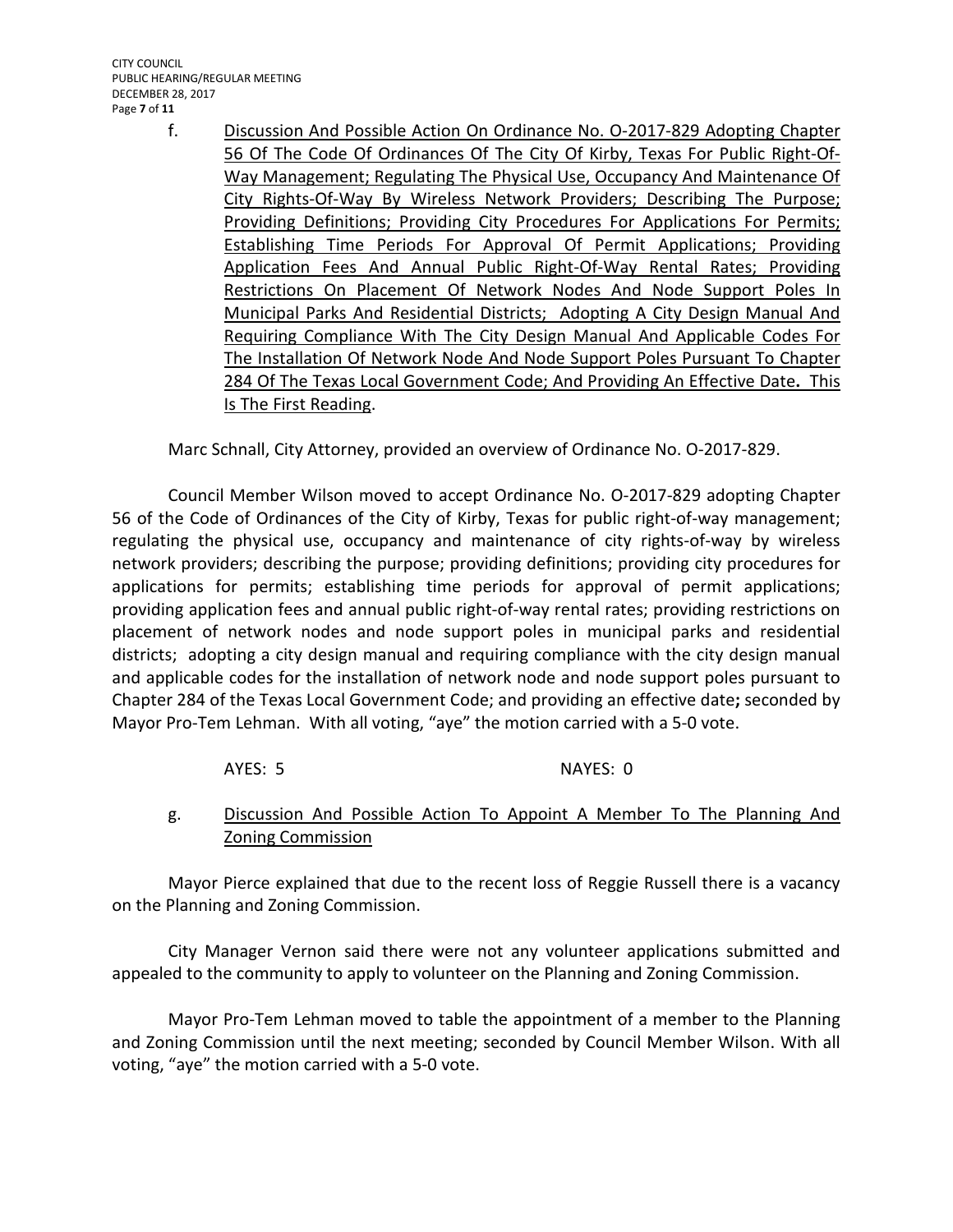f. Discussion And Possible Action On Ordinance No. O-2017-829 Adopting Chapter 56 Of The Code Of Ordinances Of The City Of Kirby, Texas For Public Right-Of-Way Management; Regulating The Physical Use, Occupancy And Maintenance Of City Rights-Of-Way By Wireless Network Providers; Describing The Purpose; Providing Definitions; Providing City Procedures For Applications For Permits; Establishing Time Periods For Approval Of Permit Applications; Providing Application Fees And Annual Public Right-Of-Way Rental Rates; Providing Restrictions On Placement Of Network Nodes And Node Support Poles In Municipal Parks And Residential Districts; Adopting A City Design Manual And Requiring Compliance With The City Design Manual And Applicable Codes For The Installation Of Network Node And Node Support Poles Pursuant To Chapter 284 Of The Texas Local Government Code; And Providing An Effective Date**.** This Is The First Reading.

Marc Schnall, City Attorney, provided an overview of Ordinance No. O-2017-829.

Council Member Wilson moved to accept Ordinance No. O-2017-829 adopting Chapter 56 of the Code of Ordinances of the City of Kirby, Texas for public right-of-way management; regulating the physical use, occupancy and maintenance of city rights-of-way by wireless network providers; describing the purpose; providing definitions; providing city procedures for applications for permits; establishing time periods for approval of permit applications; providing application fees and annual public right-of-way rental rates; providing restrictions on placement of network nodes and node support poles in municipal parks and residential districts; adopting a city design manual and requiring compliance with the city design manual and applicable codes for the installation of network node and node support poles pursuant to Chapter 284 of the Texas Local Government Code; and providing an effective date**;** seconded by Mayor Pro-Tem Lehman. With all voting, "aye" the motion carried with a 5-0 vote.

AYES: 5 NAYES: 0

g. Discussion And Possible Action To Appoint A Member To The Planning And Zoning Commission

Mayor Pierce explained that due to the recent loss of Reggie Russell there is a vacancy on the Planning and Zoning Commission.

City Manager Vernon said there were not any volunteer applications submitted and appealed to the community to apply to volunteer on the Planning and Zoning Commission.

Mayor Pro-Tem Lehman moved to table the appointment of a member to the Planning and Zoning Commission until the next meeting; seconded by Council Member Wilson. With all voting, "aye" the motion carried with a 5-0 vote.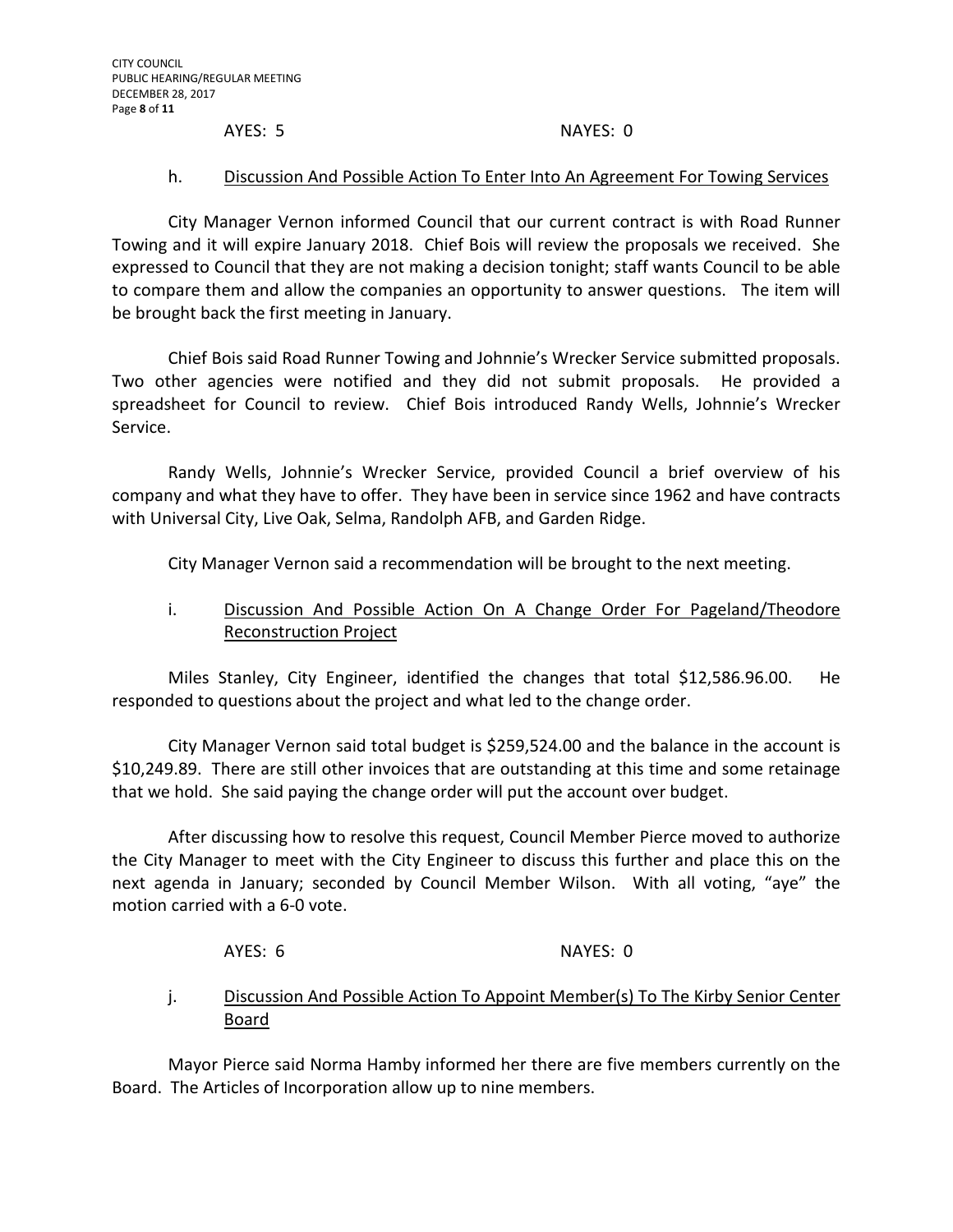AYES: 5 NAYES: 0

h. Discussion And Possible Action To Enter Into An Agreement For Towing Services

City Manager Vernon informed Council that our current contract is with Road Runner Towing and it will expire January 2018. Chief Bois will review the proposals we received. She expressed to Council that they are not making a decision tonight; staff wants Council to be able to compare them and allow the companies an opportunity to answer questions. The item will be brought back the first meeting in January.

Chief Bois said Road Runner Towing and Johnnie's Wrecker Service submitted proposals. Two other agencies were notified and they did not submit proposals. He provided a spreadsheet for Council to review. Chief Bois introduced Randy Wells, Johnnie's Wrecker Service.

Randy Wells, Johnnie's Wrecker Service, provided Council a brief overview of his company and what they have to offer. They have been in service since 1962 and have contracts with Universal City, Live Oak, Selma, Randolph AFB, and Garden Ridge.

City Manager Vernon said a recommendation will be brought to the next meeting.

i. Discussion And Possible Action On A Change Order For Pageland/Theodore Reconstruction Project

Miles Stanley, City Engineer, identified the changes that total $12,586.96.00. He responded to questions about the project and what led to the change order.

City Manager Vernon said total budget is $259,524.00 and the balance in the account is $10,249.89. There are still other invoices that are outstanding at this time and some retainage that we hold. She said paying the change order will put the account over budget.

After discussing how to resolve this request, Council Member Pierce moved to authorize the City Manager to meet with the City Engineer to discuss this further and place this on the next agenda in January; seconded by Council Member Wilson. With all voting, "aye" the motion carried with a 6-0 vote.

AYES: 6 NAYES: 0

j. Discussion And Possible Action To Appoint Member(s) To The Kirby Senior Center Board

Mayor Pierce said Norma Hamby informed her there are five members currently on the Board. The Articles of Incorporation allow up to nine members.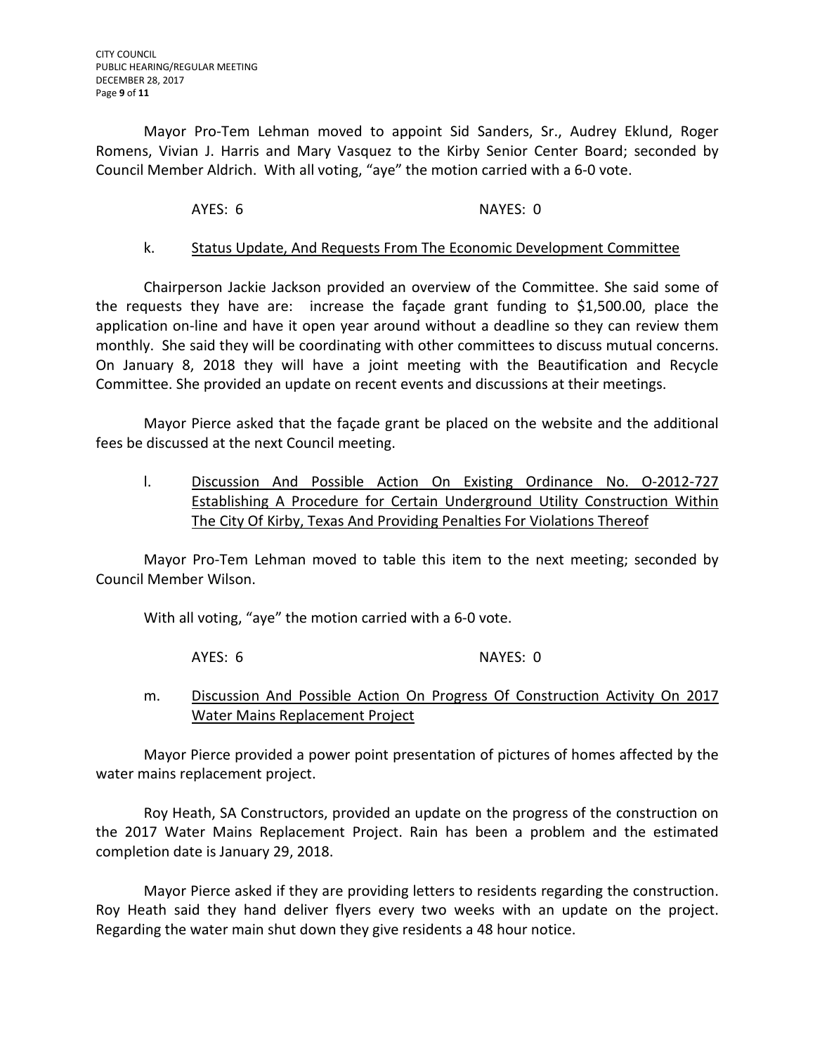Mayor Pro-Tem Lehman moved to appoint Sid Sanders, Sr., Audrey Eklund, Roger Romens, Vivian J. Harris and Mary Vasquez to the Kirby Senior Center Board; seconded by Council Member Aldrich. With all voting, "aye" the motion carried with a 6-0 vote.

AYES: 6 NAYES: 0

k. <u>Status Update, And Requests From The Economic Development Committee</u>

Chairperson Jackie Jackson provided an overview of the Committee. She said some of the requests they have are: increase the façade grant funding to $1,500.00, place the application on-line and have it open year around without a deadline so they can review them monthly. She said they will be coordinating with other committees to discuss mutual concerns. On January 8, 2018 they will have a joint meeting with the Beautification and Recycle Committee. She provided an update on recent events and discussions at their meetings.

Mayor Pierce asked that the façade grant be placed on the website and the additional fees be discussed at the next Council meeting.

l. <u>Discussion And Possible Action On Existing Ordinance No. O-2012-727 Establishing A Procedure for Certain Underground Utility Construction Within The City Of Kirby, Texas And Providing Penalties For Violations Thereof</u>

Mayor Pro-Tem Lehman moved to table this item to the next meeting; seconded by Council Member Wilson.

With all voting, "aye" the motion carried with a 6-0 vote.

AYES: 6 NAYES: 0

m. <u>Discussion And Possible Action On Progress Of Construction Activity On 2017 Water Mains Replacement Project</u>

Mayor Pierce provided a power point presentation of pictures of homes affected by the water mains replacement project.

Roy Heath, SA Constructors, provided an update on the progress of the construction on the 2017 Water Mains Replacement Project. Rain has been a problem and the estimated completion date is January 29, 2018.

Mayor Pierce asked if they are providing letters to residents regarding the construction. Roy Heath said they hand deliver flyers every two weeks with an update on the project. Regarding the water main shut down they give residents a 48 hour notice.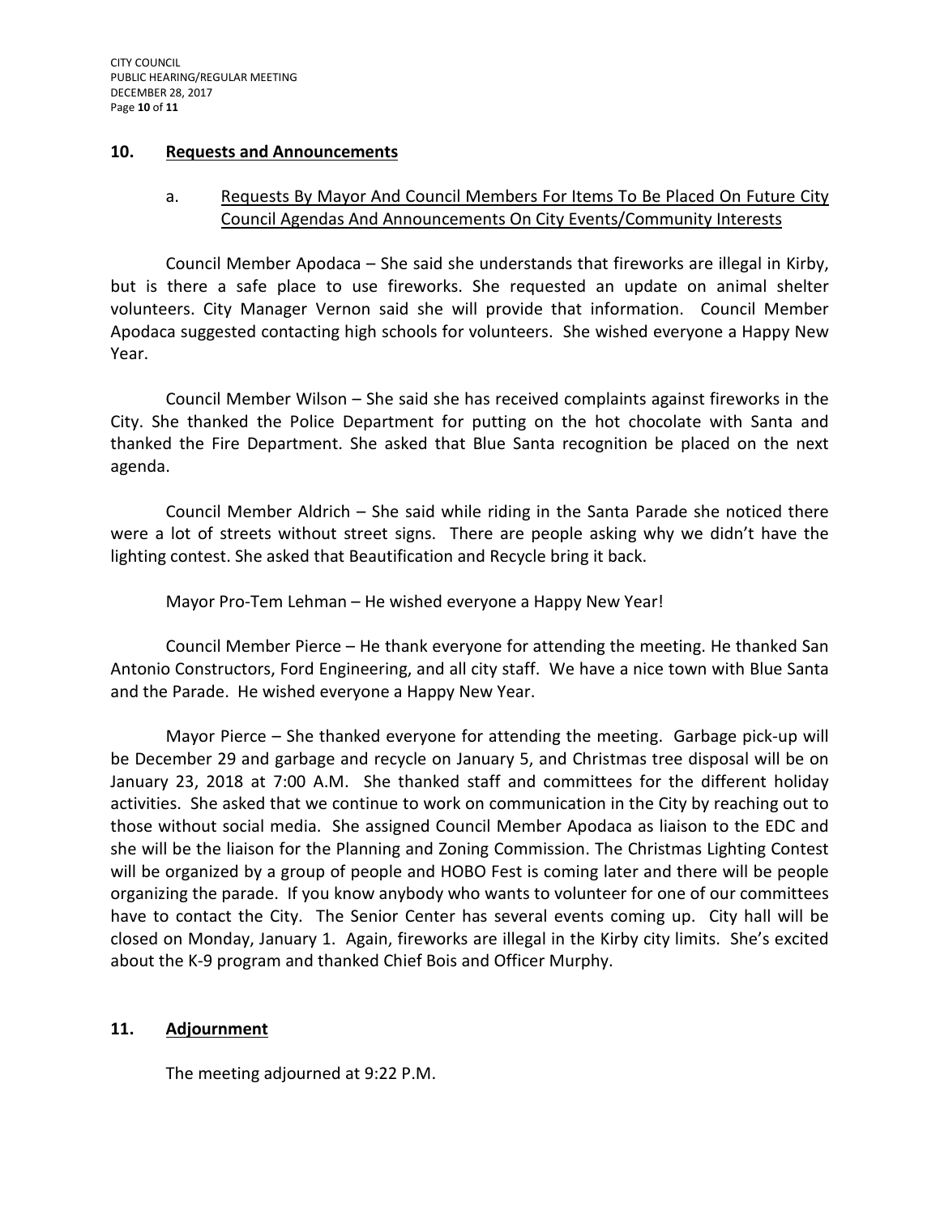## 10. Requests and Announcements

### a. Requests By Mayor And Council Members For Items To Be Placed On Future City Council Agendas And Announcements On City Events/Community Interests

Council Member Apodaca – She said she understands that fireworks are illegal in Kirby, but is there a safe place to use fireworks. She requested an update on animal shelter volunteers. City Manager Vernon said she will provide that information. Council Member Apodaca suggested contacting high schools for volunteers. She wished everyone a Happy New Year.

Council Member Wilson – She said she has received complaints against fireworks in the City. She thanked the Police Department for putting on the hot chocolate with Santa and thanked the Fire Department. She asked that Blue Santa recognition be placed on the next agenda.

Council Member Aldrich – She said while riding in the Santa Parade she noticed there were a lot of streets without street signs. There are people asking why we didn't have the lighting contest. She asked that Beautification and Recycle bring it back.

Mayor Pro-Tem Lehman – He wished everyone a Happy New Year!

Council Member Pierce – He thank everyone for attending the meeting. He thanked San Antonio Constructors, Ford Engineering, and all city staff. We have a nice town with Blue Santa and the Parade. He wished everyone a Happy New Year.

Mayor Pierce – She thanked everyone for attending the meeting. Garbage pick-up will be December 29 and garbage and recycle on January 5, and Christmas tree disposal will be on January 23, 2018 at 7:00 A.M. She thanked staff and committees for the different holiday activities. She asked that we continue to work on communication in the City by reaching out to those without social media. She assigned Council Member Apodaca as liaison to the EDC and she will be the liaison for the Planning and Zoning Commission. The Christmas Lighting Contest will be organized by a group of people and HOBO Fest is coming later and there will be people organizing the parade. If you know anybody who wants to volunteer for one of our committees have to contact the City. The Senior Center has several events coming up. City hall will be closed on Monday, January 1. Again, fireworks are illegal in the Kirby city limits. She's excited about the K-9 program and thanked Chief Bois and Officer Murphy.

## 11. Adjournment

The meeting adjourned at 9:22 P.M.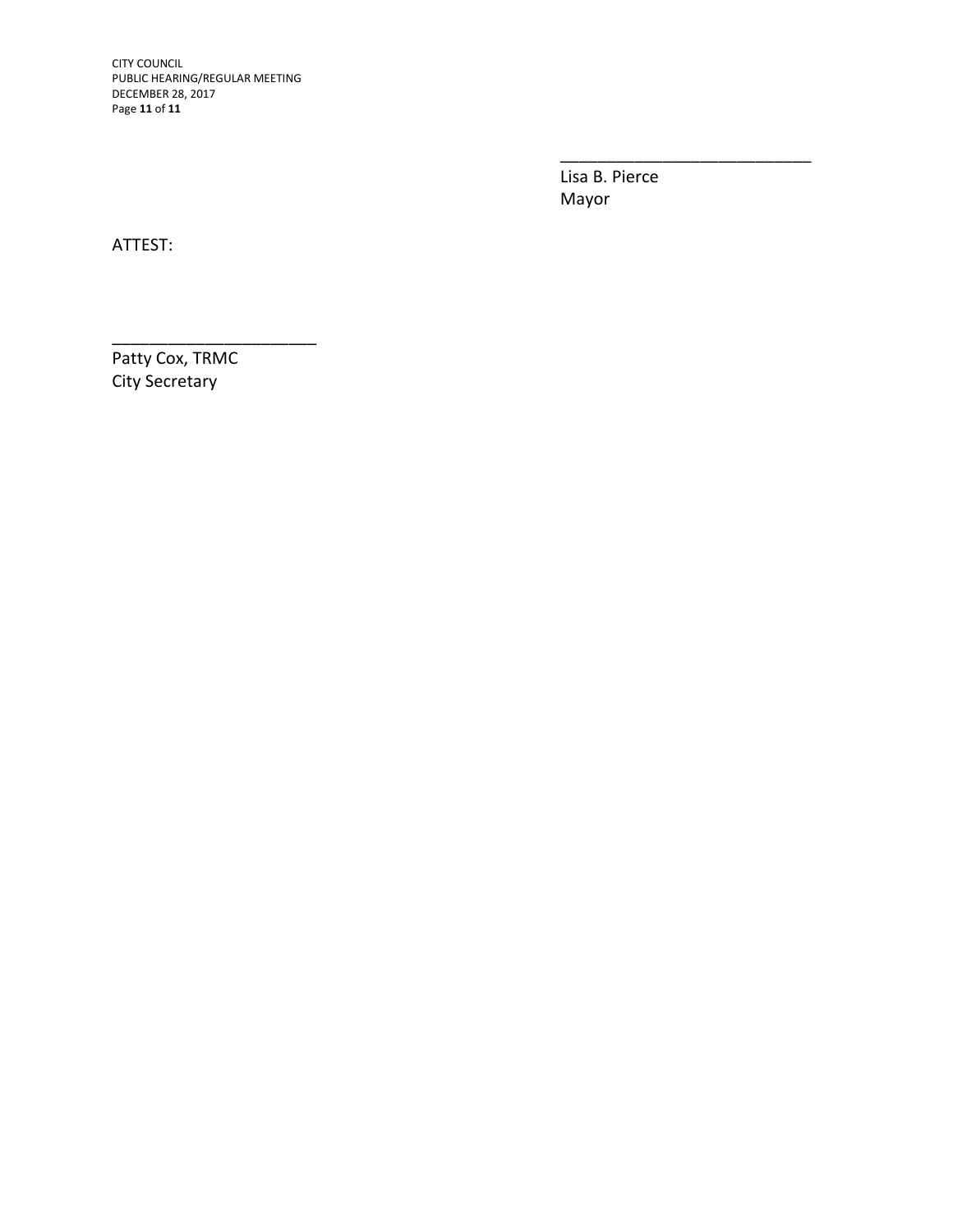\_\_\_\_\_\_\_\_\_\_\_\_\_\_\_\_\_\_\_\_\_\_\_\_\_\_\_\_

Lisa B. Pierce
Mayor

ATTEST:

\_\_\_\_\_\_\_\_\_\_\_\_\_\_\_\_\_\_\_\_\_\_\_

Patty Cox, TRMC
City Secretary